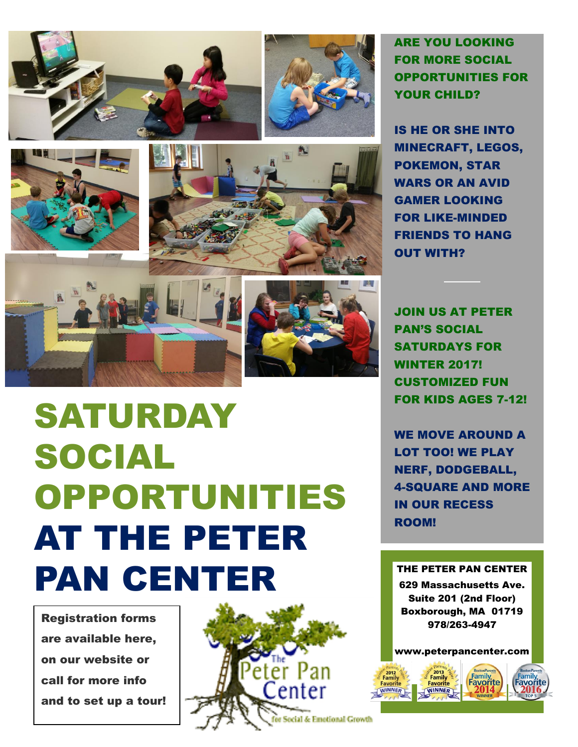# SATURDAY SOCIAL OPPORTUNITIES AT THE PETER PAN CENTER

**ARE YOU LOOKING FOR MORE SOCIAL OPPORTUNITIES FOR YOUR CHILD?**

**IS HE OR SHE INTO MINECRAFT, LEGOS, POKEMON, STAR WARS OR AN AVID GAMER LOOKING FOR LIKE-MINDED FRIENDS TO HANG OUT WITH?**

**JOIN US AT PETER PAN'S SOCIAL SATURDAYS FOR WINTER 2017! CUSTOMIZED FUN FOR KIDS AGES 7-12!**

**WE MOVE AROUND A LOT TOO! WE PLAY NERF, DODGEBALL, 4-SQUARE AND MORE IN OUR RECESS ROOM!**

**Registration forms are available here, on our website or call for more info and to set up a tour!**

The Peter Pan Center for Social & Emotional Growth

**THE PETER PAN CENTER**
**629 Massachusetts Ave.**
**Suite 201 (2nd Floor)**
**Boxborough, MA 01719**
**978/263-4947**

**www.peterpancenter.com**

Boston Parents Paper 2012 Family Favorite Winner · Boston Parents Paper 2013 Family Favorite Winner · BostonParents Family Favorite 2014 Winner · BostonParents Family Favorite 2016 Top 5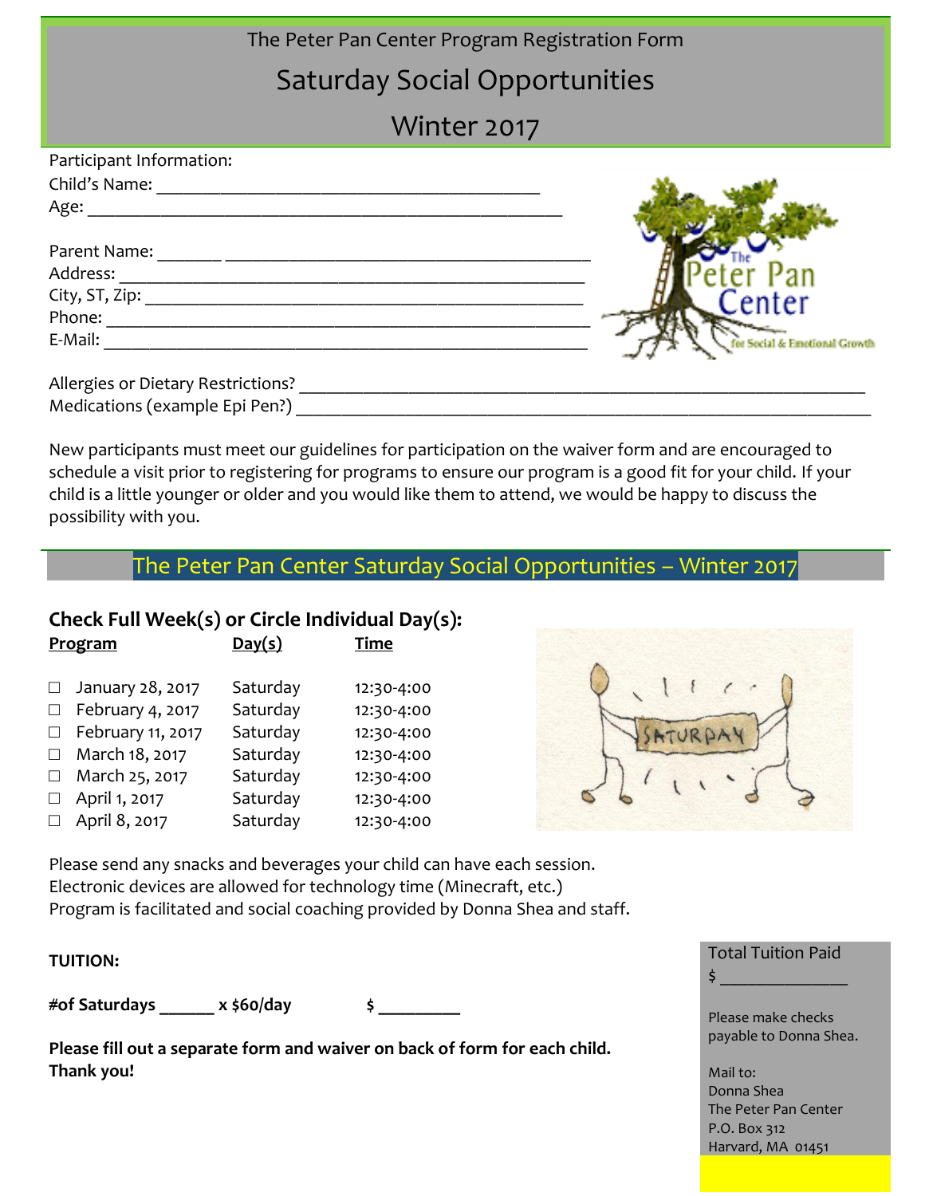The Peter Pan Center Program Registration Form

# Saturday Social Opportunities

# Winter 2017

Participant Information:
Child's Name: ___________________________________________
Age: ___________________________________________________

Parent Name: _______ ________________________________________
Address: ______________________________________________
City, ST, Zip: ___________________________________________
Phone: ________________________________________________
E-Mail: ________________________________________________

Allergies or Dietary Restrictions? _____________________________________________________________
Medications (example Epi Pen?) _____________________________________________________________

New participants must meet our guidelines for participation on the waiver form and are encouraged to schedule a visit prior to registering for programs to ensure our program is a good fit for your child. If your child is a little younger or older and you would like them to attend, we would be happy to discuss the possibility with you.

## The Peter Pan Center Saturday Social Opportunities – Winter 2017

### Check Full Week(s) or Circle Individual Day(s):

| Program | Day(s) | Time |
|---|---|---|
| ☐ January 28, 2017 | Saturday | 12:30-4:00 |
| ☐ February 4, 2017 | Saturday | 12:30-4:00 |
| ☐ February 11, 2017 | Saturday | 12:30-4:00 |
| ☐ March 18, 2017 | Saturday | 12:30-4:00 |
| ☐ March 25, 2017 | Saturday | 12:30-4:00 |
| ☐ April 1, 2017 | Saturday | 12:30-4:00 |
| ☐ April 8, 2017 | Saturday | 12:30-4:00 |

Please send any snacks and beverages your child can have each session.
Electronic devices are allowed for technology time (Minecraft, etc.)
Program is facilitated and social coaching provided by Donna Shea and staff.

**TUITION:**

**#of Saturdays ______ x $60/day $ _________**

**Please fill out a separate form and waiver on back of form for each child. Thank you!**

Total Tuition Paid
$ _______________

Please make checks payable to Donna Shea.

Mail to:
Donna Shea
The Peter Pan Center
P.O. Box 312
Harvard, MA 01451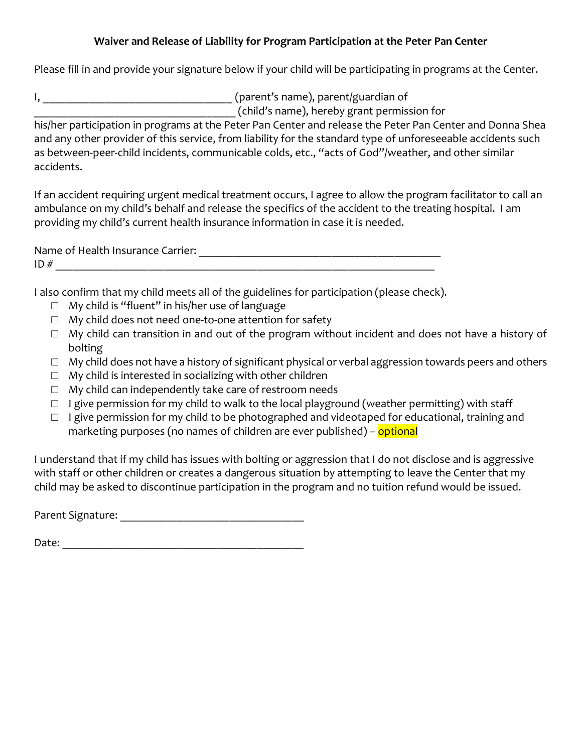**Waiver and Release of Liability for Program Participation at the Peter Pan Center**

Please fill in and provide your signature below if your child will be participating in programs at the Center.

I, _________________________________ (parent's name), parent/guardian of _________________________________ (child's name), hereby grant permission for his/her participation in programs at the Peter Pan Center and release the Peter Pan Center and Donna Shea and any other provider of this service, from liability for the standard type of unforeseeable accidents such as between-peer-child incidents, communicable colds, etc., "acts of God"/weather, and other similar accidents.

If an accident requiring urgent medical treatment occurs, I agree to allow the program facilitator to call an ambulance on my child's behalf and release the specifics of the accident to the treating hospital. I am providing my child's current health insurance information in case it is needed.

Name of Health Insurance Carrier: ___________________________________________
ID # ____________________________________________________________________

I also confirm that my child meets all of the guidelines for participation (please check).

- ☐ My child is "fluent" in his/her use of language
- ☐ My child does not need one-to-one attention for safety
- ☐ My child can transition in and out of the program without incident and does not have a history of bolting
- ☐ My child does not have a history of significant physical or verbal aggression towards peers and others
- ☐ My child is interested in socializing with other children
- ☐ My child can independently take care of restroom needs
- ☐ I give permission for my child to walk to the local playground (weather permitting) with staff
- ☐ I give permission for my child to be photographed and videotaped for educational, training and marketing purposes (no names of children are ever published) – optional

I understand that if my child has issues with bolting or aggression that I do not disclose and is aggressive with staff or other children or creates a dangerous situation by attempting to leave the Center that my child may be asked to discontinue participation in the program and no tuition refund would be issued.

Parent Signature: _________________________________

Date: ____________________________________________